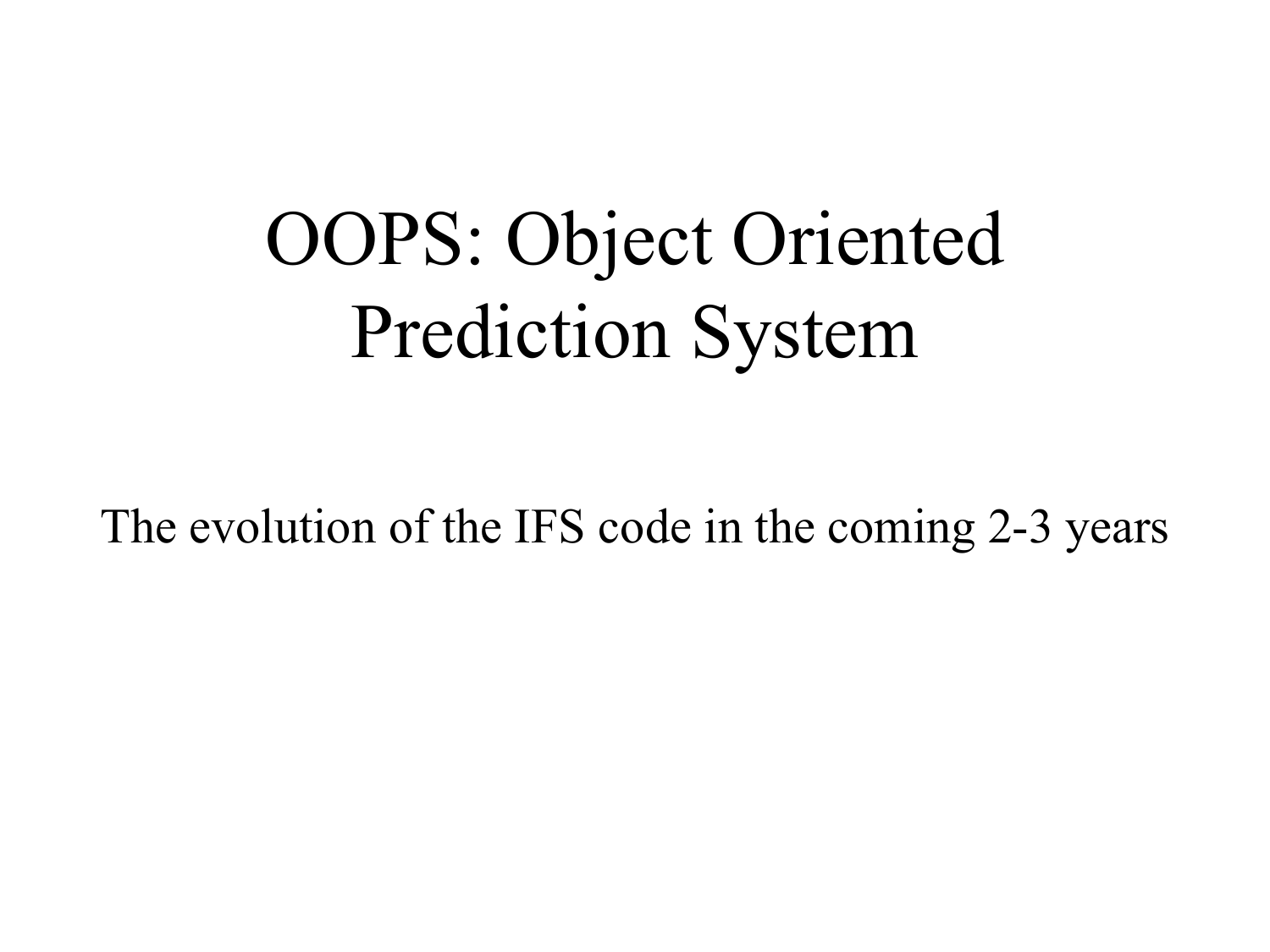# OOPS: Object Oriented Prediction System

The evolution of the IFS code in the coming 2-3 years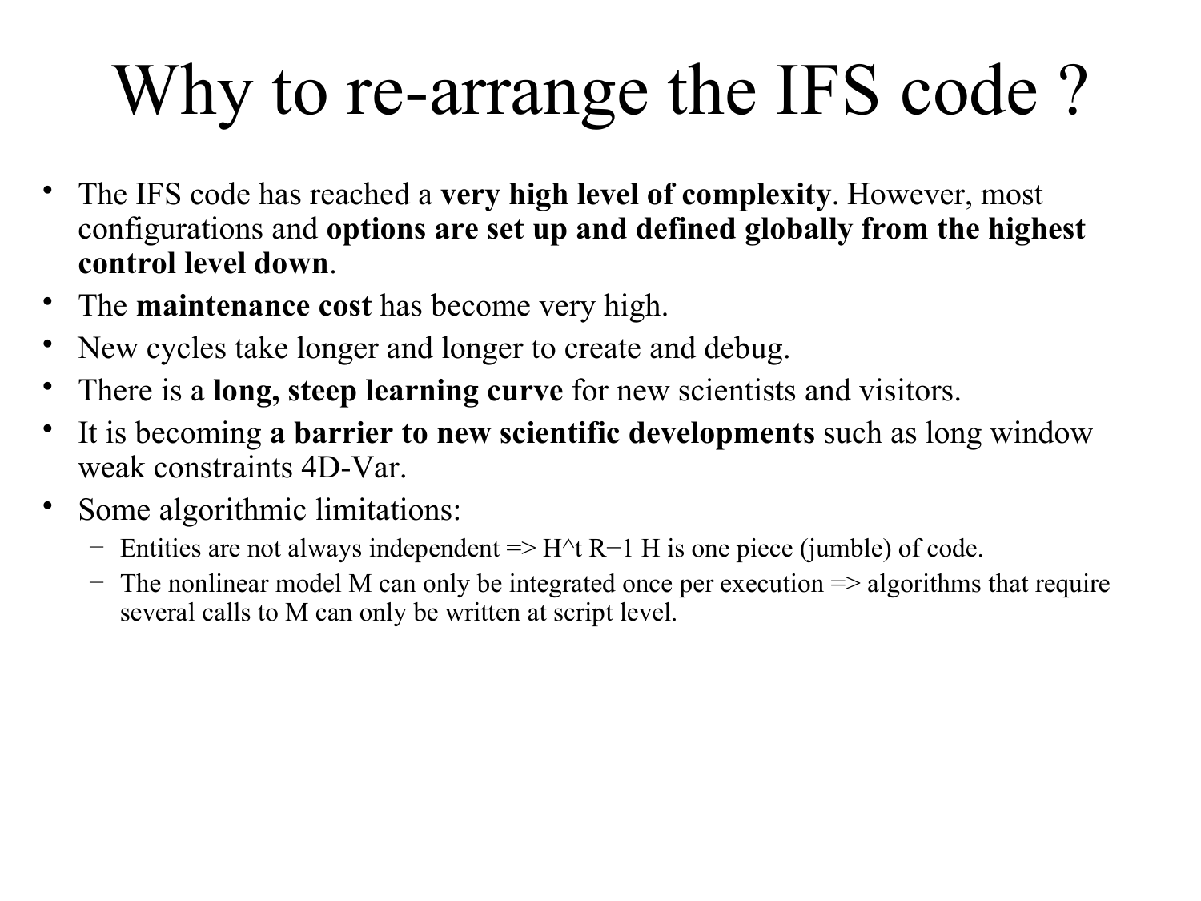# Why to re-arrange the IFS code ?

- The IFS code has reached a **very high level of complexity**. However, most configurations and **options are set up and defined globally from the highest control level down**.
- The **maintenance cost** has become very high.
- New cycles take longer and longer to create and debug.
- There is a **long, steep learning curve** for new scientists and visitors.
- It is becoming **a barrier to new scientific developments** such as long window weak constraints 4D-Var.
- Some algorithmic limitations:
  - Entities are not always independent => $H^t R^{-1} H$ is one piece (jumble) of code.
  - The nonlinear model M can only be integrated once per execution => algorithms that require several calls to M can only be written at script level.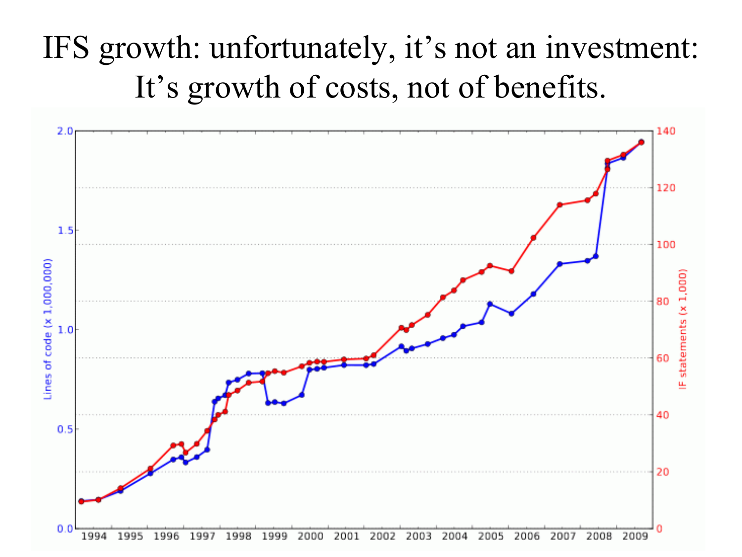# IFS growth: unfortunately, it's not an investment: It's growth of costs, not of benefits.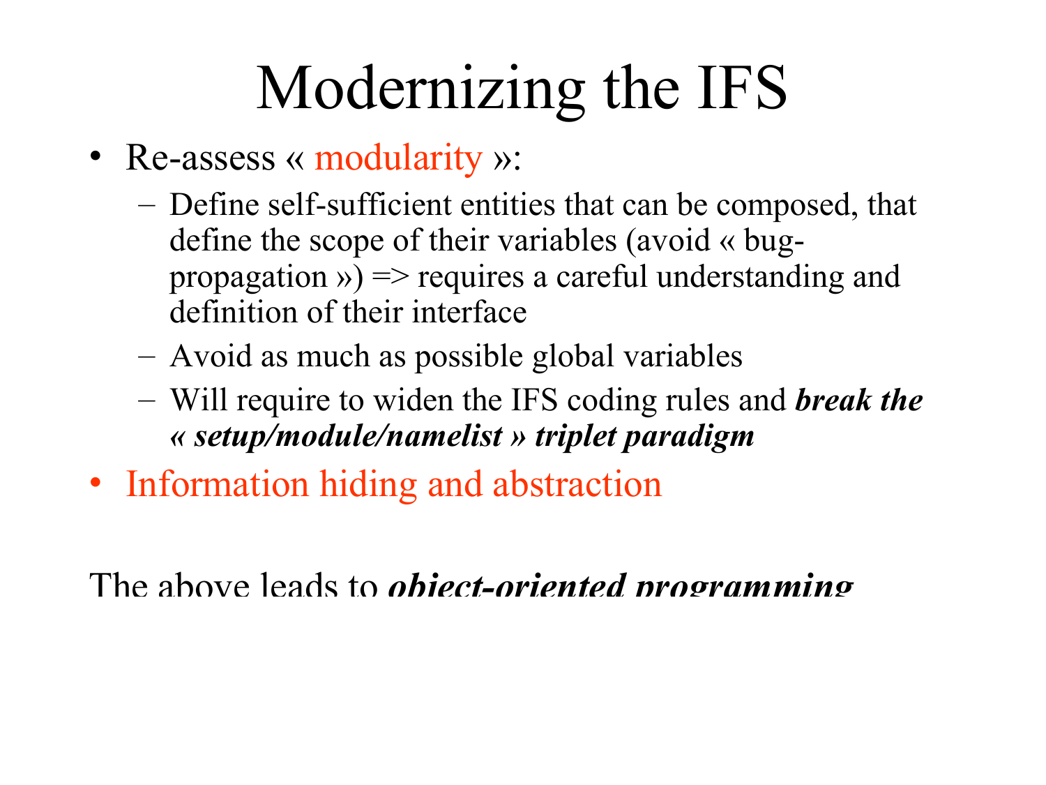# Modernizing the IFS

- Re-assess « modularity »:
  - Define self-sufficient entities that can be composed, that define the scope of their variables (avoid « bug-propagation ») => requires a careful understanding and definition of their interface
  - Avoid as much as possible global variables
  - Will require to widen the IFS coding rules and ***break the « setup/module/namelist » triplet paradigm***
- Information hiding and abstraction

The above leads to ***object-oriented programming***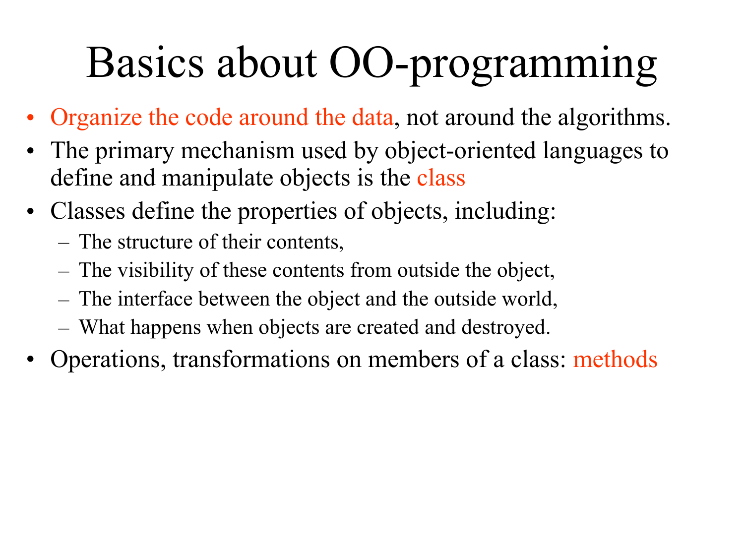# Basics about OO-programming

- Organize the code around the data, not around the algorithms.
- The primary mechanism used by object-oriented languages to define and manipulate objects is the class
- Classes define the properties of objects, including:
  - The structure of their contents,
  - The visibility of these contents from outside the object,
  - The interface between the object and the outside world,
  - What happens when objects are created and destroyed.
- Operations, transformations on members of a class: methods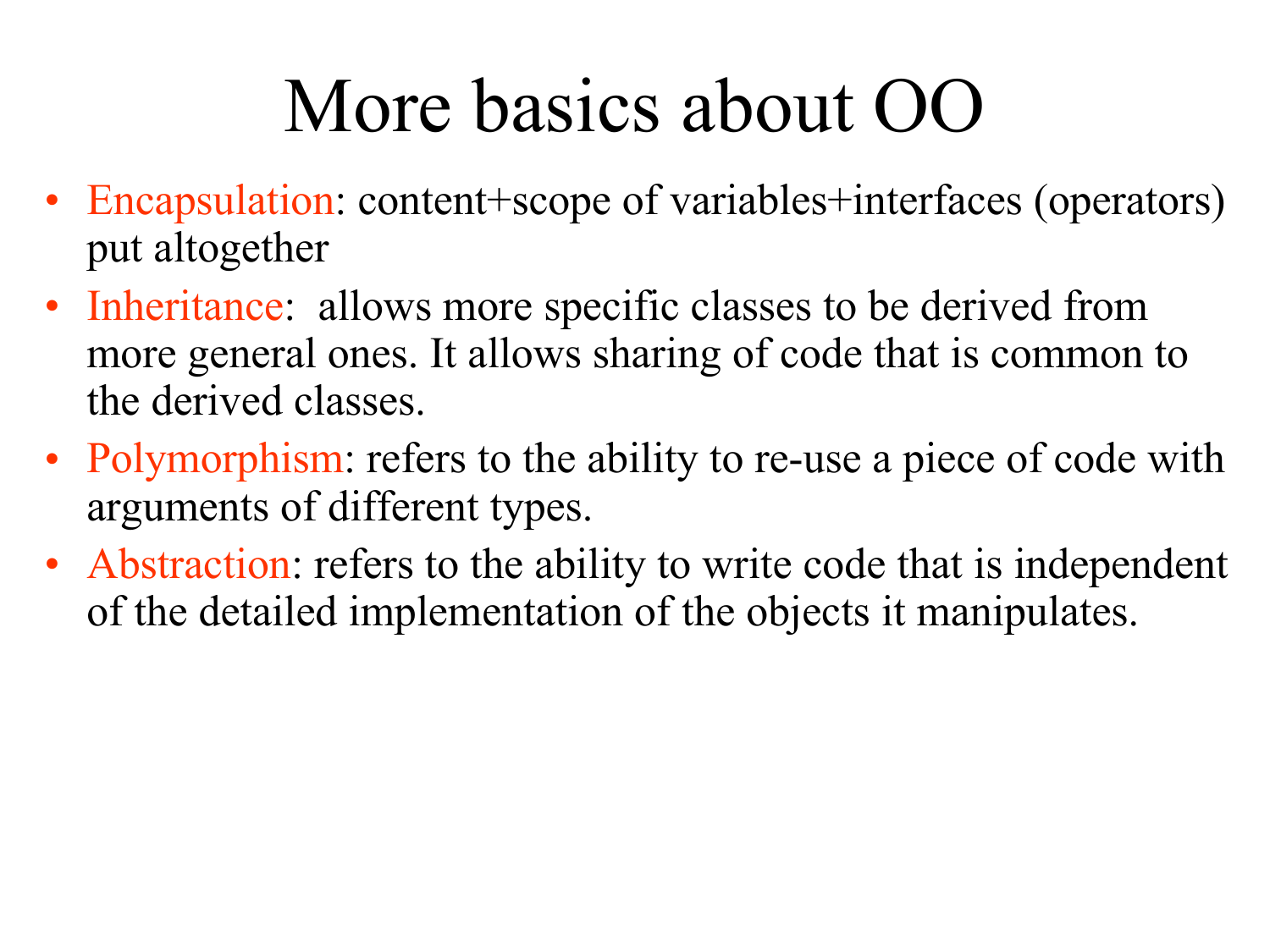# More basics about OO

- Encapsulation: content+scope of variables+interfaces (operators) put altogether
- Inheritance: allows more specific classes to be derived from more general ones. It allows sharing of code that is common to the derived classes.
- Polymorphism: refers to the ability to re-use a piece of code with arguments of different types.
- Abstraction: refers to the ability to write code that is independent of the detailed implementation of the objects it manipulates.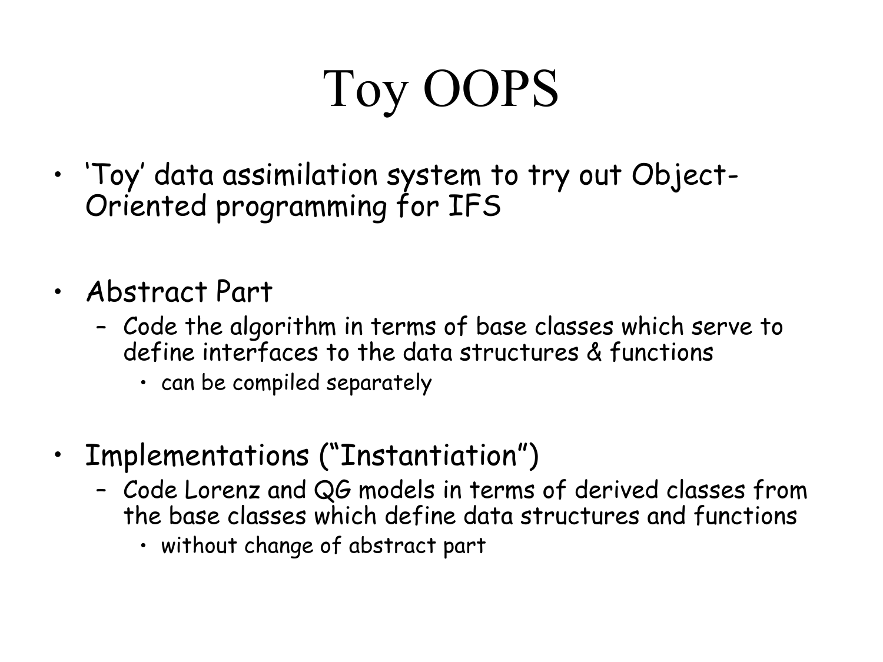# Toy OOPS

- 'Toy' data assimilation system to try out Object-Oriented programming for IFS

- Abstract Part
  - Code the algorithm in terms of base classes which serve to define interfaces to the data structures & functions
    - can be compiled separately

- Implementations ("Instantiation")
  - Code Lorenz and QG models in terms of derived classes from the base classes which define data structures and functions
    - without change of abstract part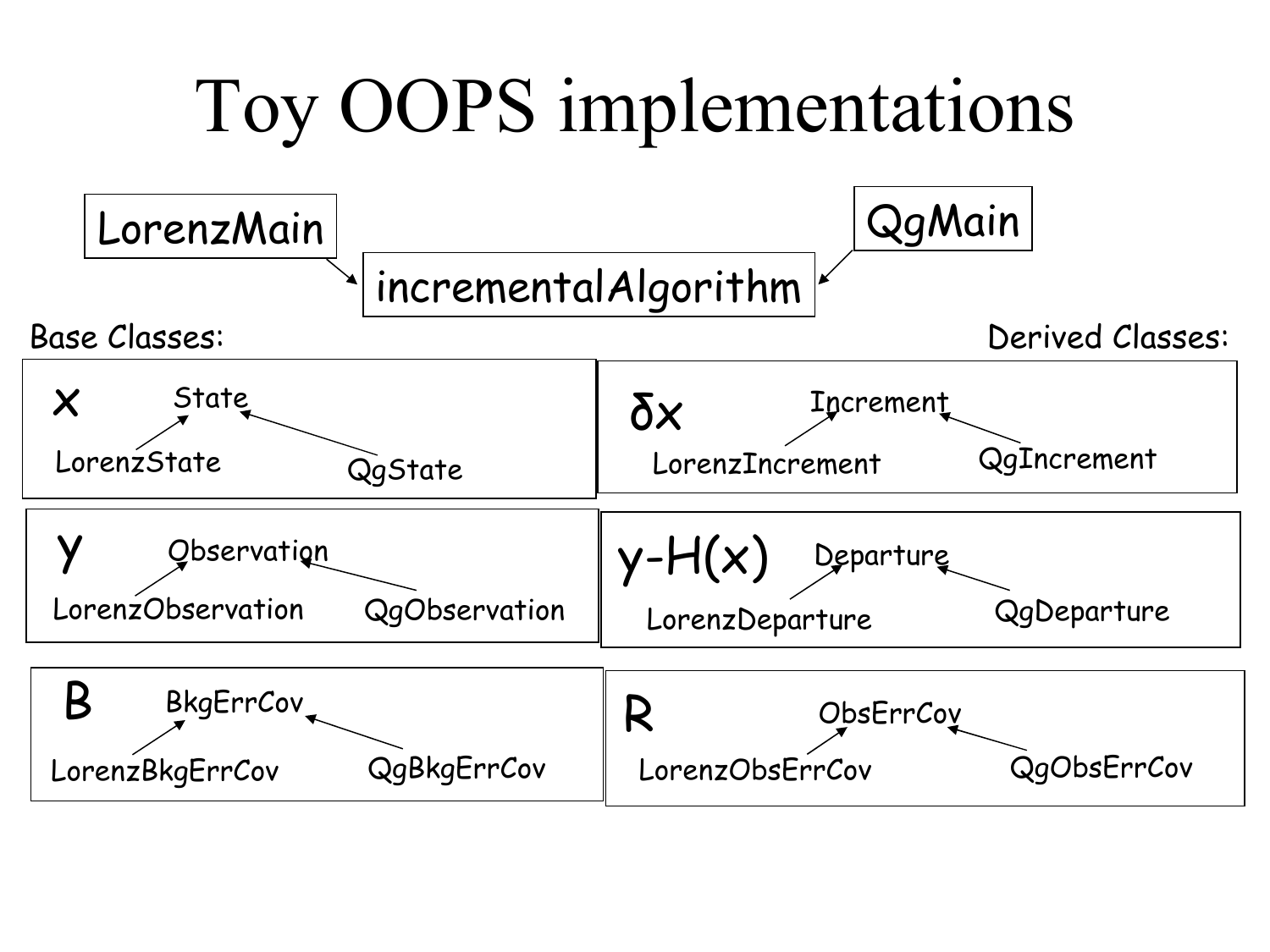# Toy OOPS implementations

LorenzMain → incrementalAlgorithm ← QgMain

Base Classes: | Derived Classes:

- $x$: State ← LorenzState, QgState
- $\delta x$: Increment ← LorenzIncrement, QgIncrement
- $y$: Observation ← LorenzObservation, QgObservation
- $y-H(x)$: Departure ← LorenzDeparture, QgDeparture
- $B$: BkgErrCov ← LorenzBkgErrCov, QgBkgErrCov
- $R$: ObsErrCov ← LorenzObsErrCov, QgObsErrCov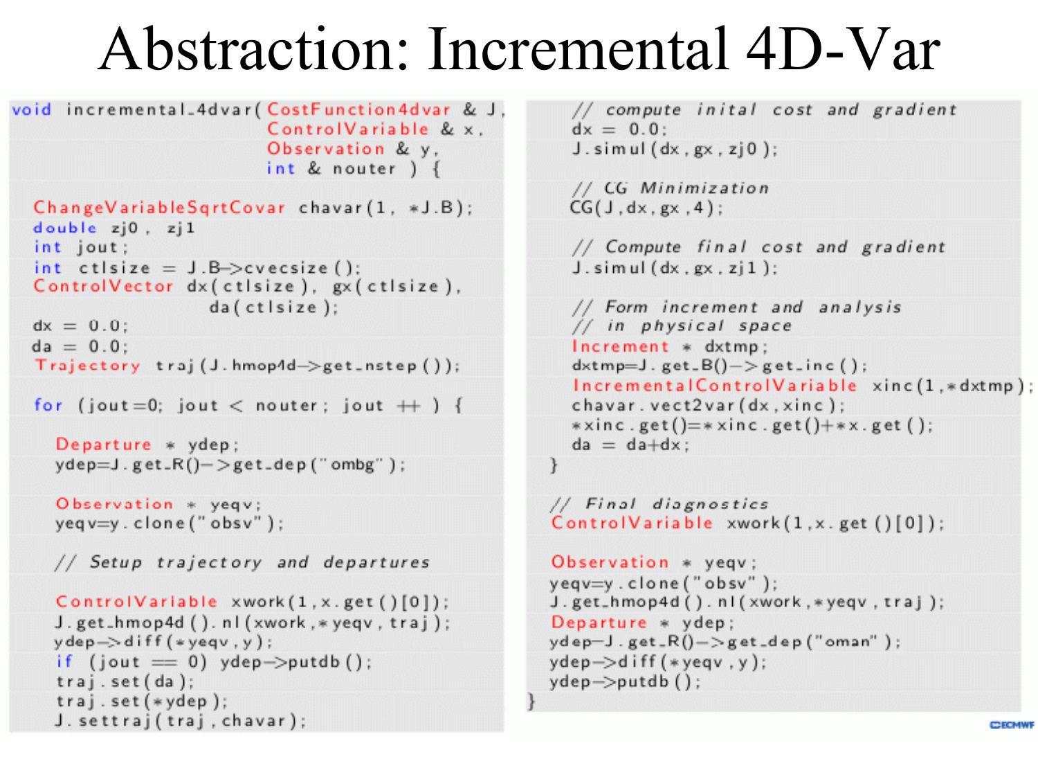# Abstraction: Incremental 4D-Var

```cpp
void incremental_4dvar( CostFunction4dvar & J,
                        ControlVariable & x,
                        Observation & y,
                        int & nouter ) {

  ChangeVariableSqrtCovar chavar(1, *J.B);
  double zj0, zj1
  int jout;
  int ctlsize = J.B->cvecsize();
  ControlVector dx(ctlsize), gx(ctlsize),
                da(ctlsize);
  dx = 0.0;
  da = 0.0;
  Trajectory traj(J.hmop4d->get_nstep());

  for (jout=0; jout < nouter; jout ++ ) {

    Departure * ydep;
    ydep=J.get_R()->get_dep("ombg");

    Observation * yeqv;
    yeqv=y.clone("obsv");

    // Setup trajectory and departures

    ControlVariable xwork(1,x.get()[0]);
    J.get_hmop4d().nl(xwork,*yeqv, traj);
    ydep->diff(*yeqv,y);
    if (jout == 0) ydep->putdb();
    traj.set(da);
    traj.set(*ydep);
    J.settraj(traj,chavar);

    // compute inital cost and gradient
    dx = 0.0;
    J.simul(dx,gx,zj0);

    // CG Minimization
    CG(J,dx,gx,4);

    // Compute final cost and gradient
    J.simul(dx,gx,zj1);

    // Form increment and analysis
    // in physical space
    Increment * dxtmp;
    dxtmp=J.get_B()->get_inc();
    IncrementalControlVariable xinc(1,*dxtmp);
    chavar.vect2var(dx,xinc);
    *xinc.get()=*xinc.get()+*x.get();
    da = da+dx;
  }

  // Final diagnostics
  ControlVariable xwork(1,x.get()[0]);

  Observation * yeqv;
  yeqv=y.clone("obsv");
  J.get_hmop4d().nl(xwork,*yeqv,traj);
  Departure * ydep;
  ydep=J.get_R()->get_dep("oman");
  ydep->diff(*yeqv,y);
  ydep->putdb();
}
```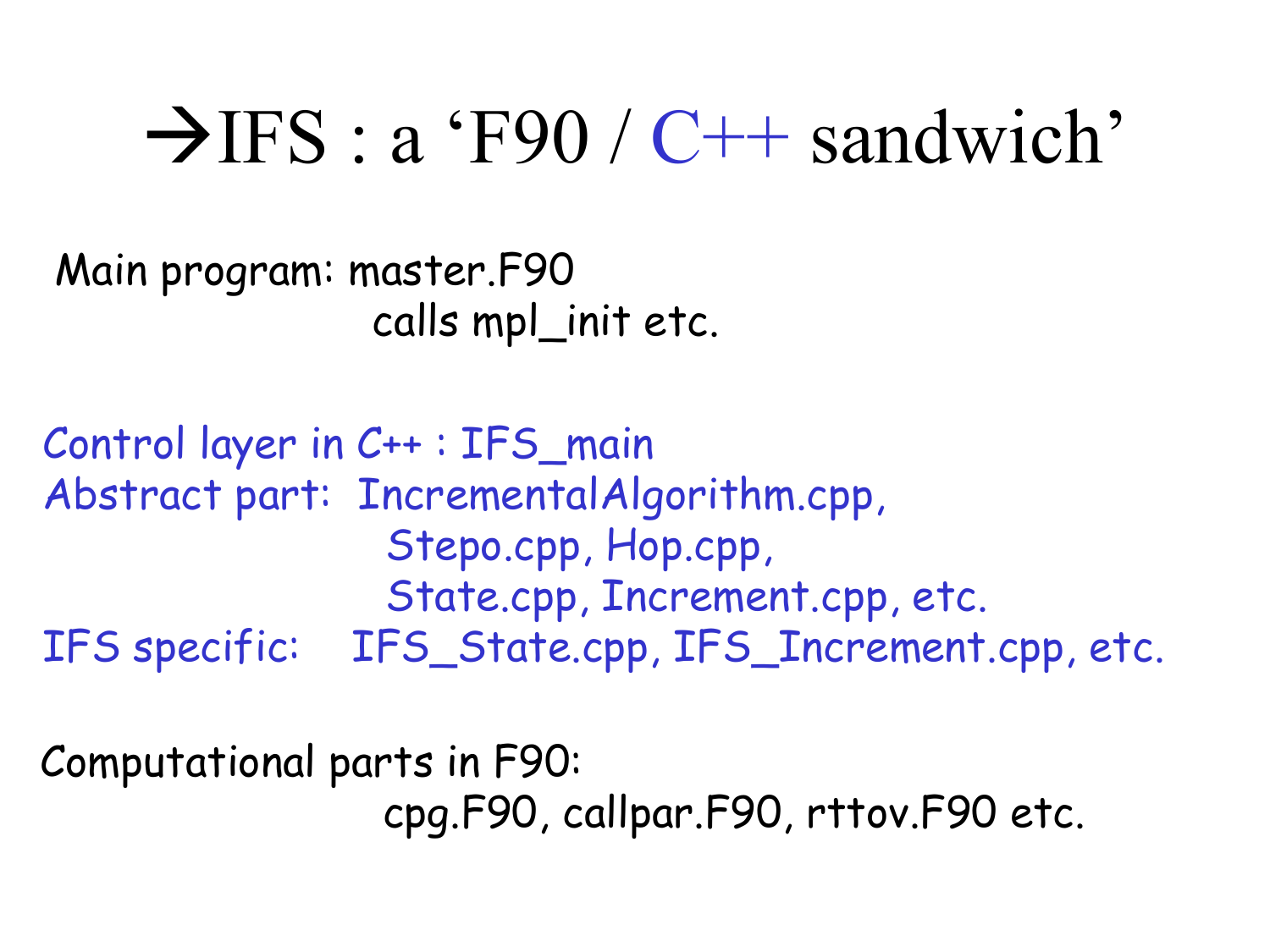# →IFS : a 'F90 / C++ sandwich'

Main program: master.F90
calls mpl_init etc.

Control layer in C++ : IFS_main
Abstract part: IncrementalAlgorithm.cpp,
Stepo.cpp, Hop.cpp,
State.cpp, Increment.cpp, etc.
IFS specific: IFS_State.cpp, IFS_Increment.cpp, etc.

Computational parts in F90:
cpg.F90, callpar.F90, rttov.F90 etc.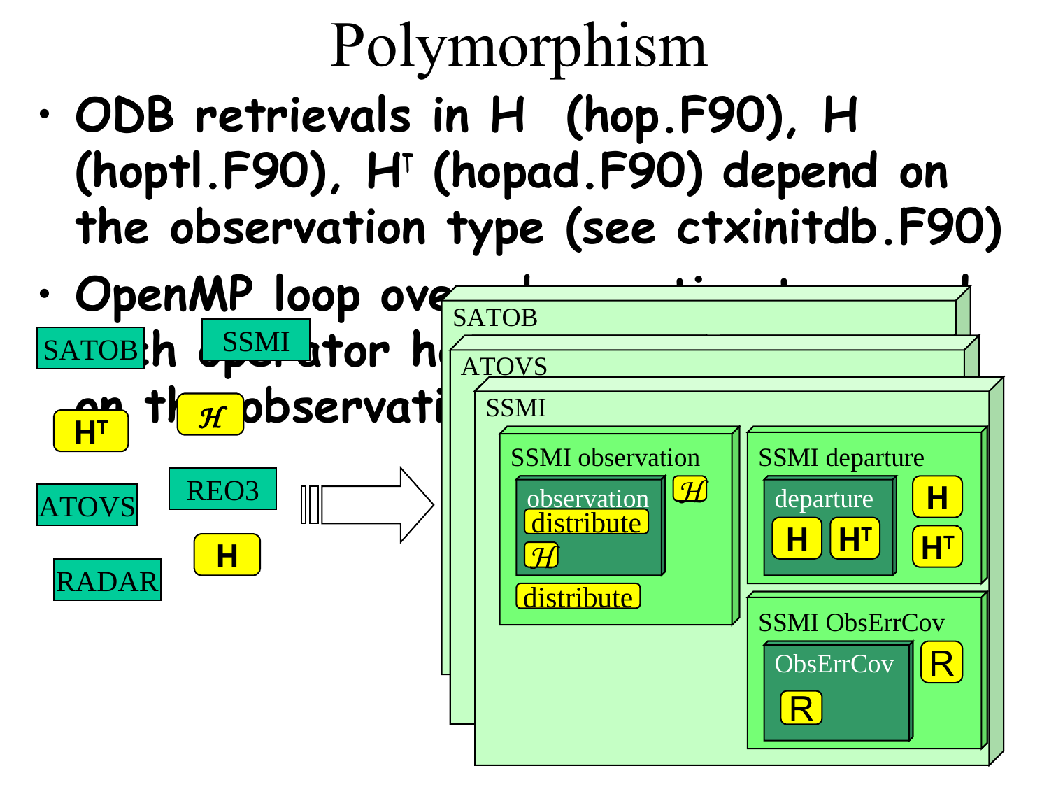# Polymorphism

- ODB retrievals in H (hop.F90), H (hoptl.F90), $H^T$ (hopad.F90) depend on the observation type (see ctxinitdb.F90)
- OpenMP loop ove... h operator h... on th... observati...

SATOB SSMI $\mathcal{H}$ $H^T$ ATOVS REO3 H RADAR

SATOB

ATOVS

SSMI

SSMI observation: observation, distribute, $\mathcal{H}$, $\mathcal{H}$, distribute

SSMI departure: departure, H, $H^T$, H, $H^T$

SSMI ObsErrCov: ObsErrCov, R, R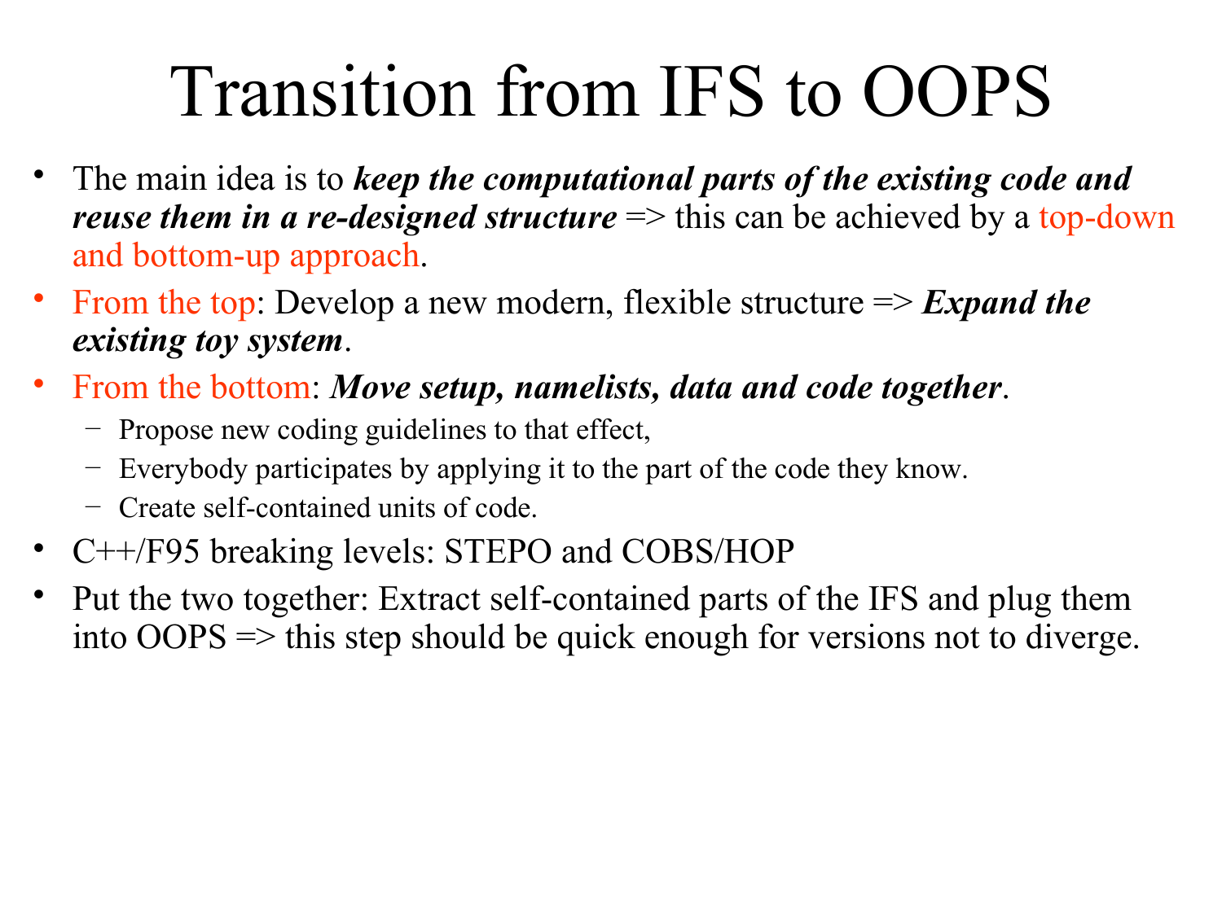# Transition from IFS to OOPS

- The main idea is to ***keep the computational parts of the existing code and reuse them in a re-designed structure*** => this can be achieved by a top-down and bottom-up approach.
- From the top: Develop a new modern, flexible structure => ***Expand the existing toy system***.
- From the bottom: ***Move setup, namelists, data and code together***.
  - Propose new coding guidelines to that effect,
  - Everybody participates by applying it to the part of the code they know.
  - Create self-contained units of code.
- C++/F95 breaking levels: STEPO and COBS/HOP
- Put the two together: Extract self-contained parts of the IFS and plug them into OOPS => this step should be quick enough for versions not to diverge.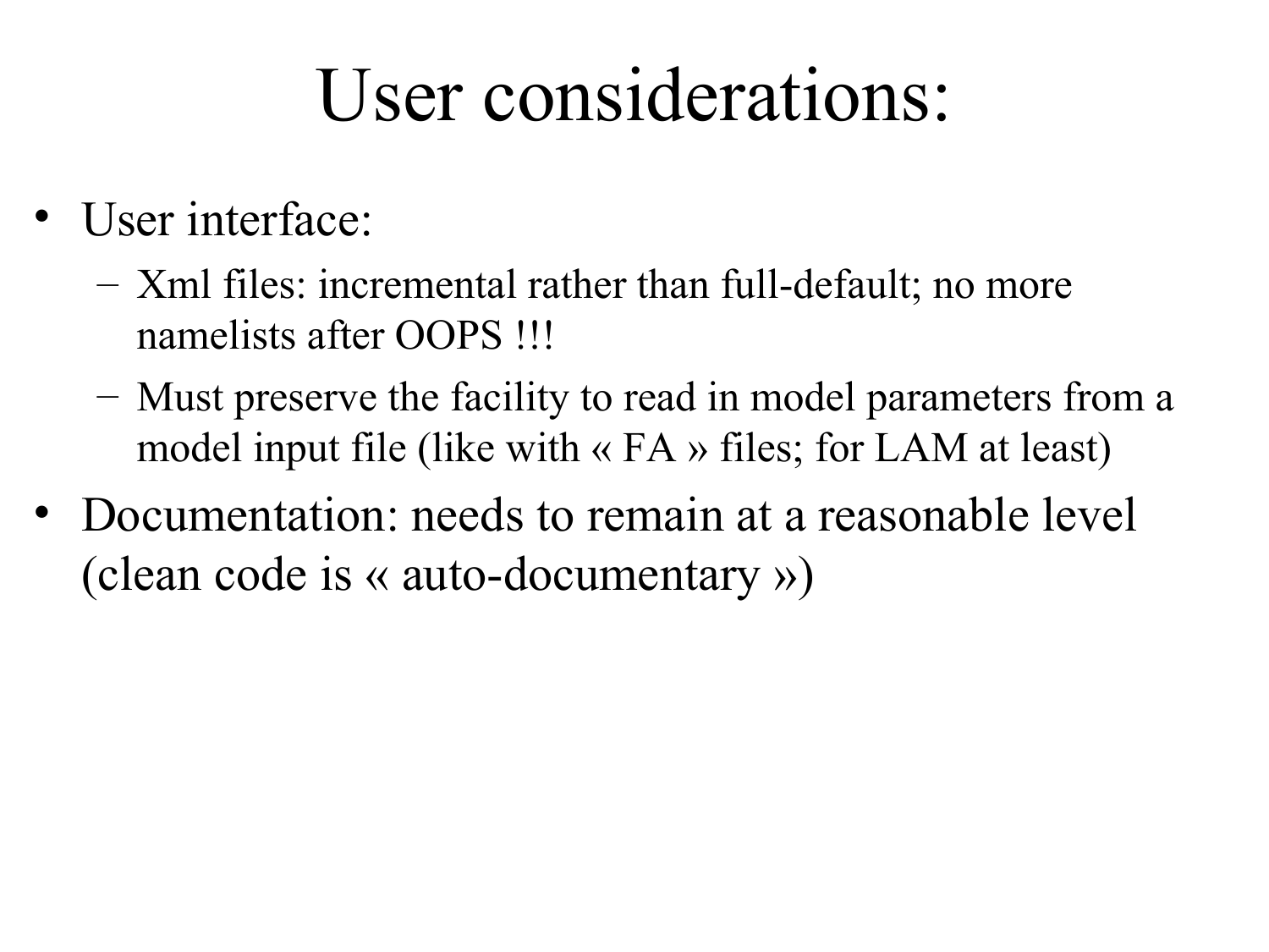# User considerations:

- User interface:
  - Xml files: incremental rather than full-default; no more namelists after OOPS !!!
  - Must preserve the facility to read in model parameters from a model input file (like with « FA » files; for LAM at least)
- Documentation: needs to remain at a reasonable level (clean code is « auto-documentary »)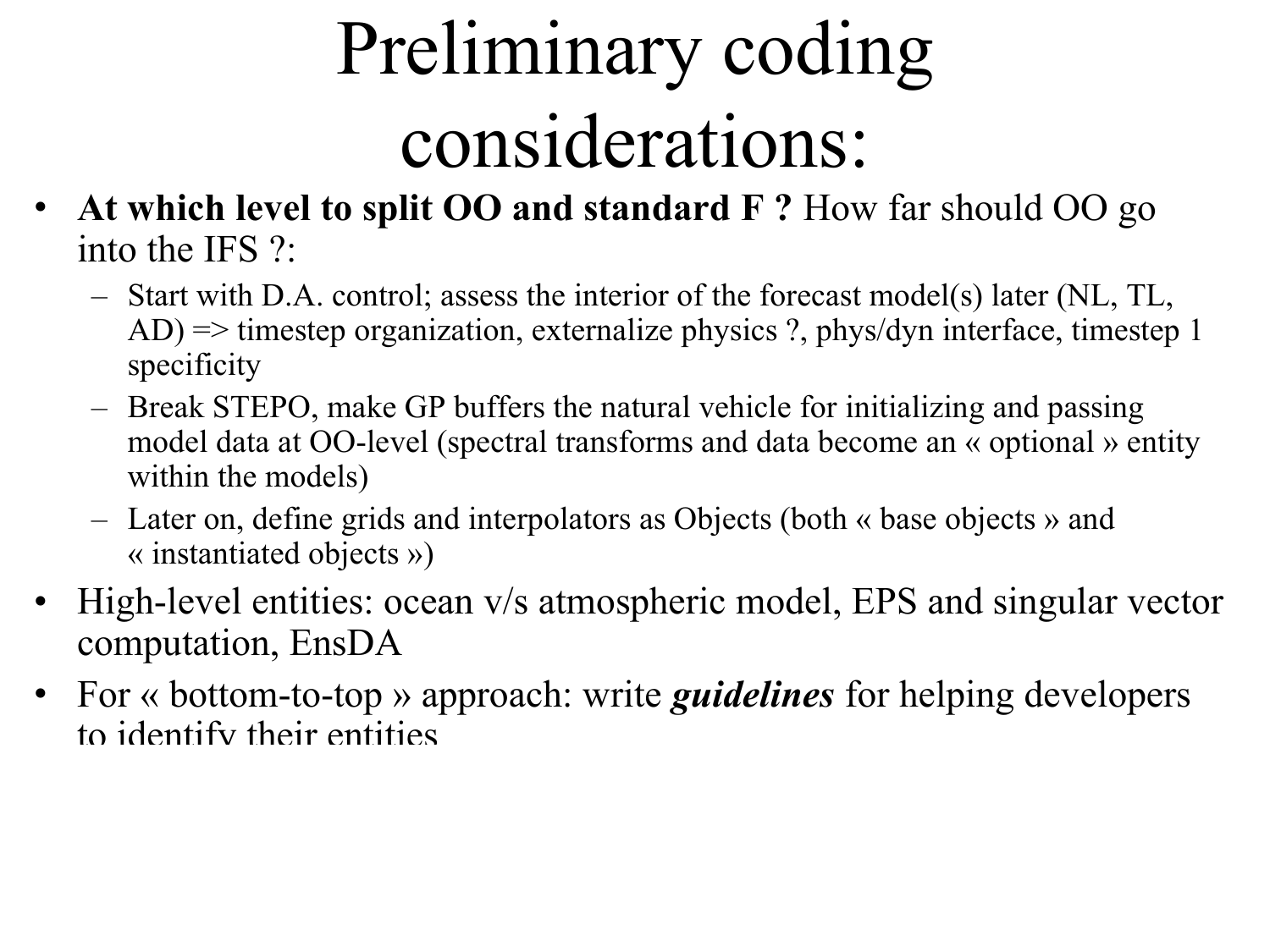# Preliminary coding considerations:

- **At which level to split OO and standard F ?** How far should OO go into the IFS ?:
  - Start with D.A. control; assess the interior of the forecast model(s) later (NL, TL, AD) => timestep organization, externalize physics ?, phys/dyn interface, timestep 1 specificity
  - Break STEPO, make GP buffers the natural vehicle for initializing and passing model data at OO-level (spectral transforms and data become an « optional » entity within the models)
  - Later on, define grids and interpolators as Objects (both « base objects » and « instantiated objects »)
- High-level entities: ocean v/s atmospheric model, EPS and singular vector computation, EnsDA
- For « bottom-to-top » approach: write ***guidelines*** for helping developers to identify their entities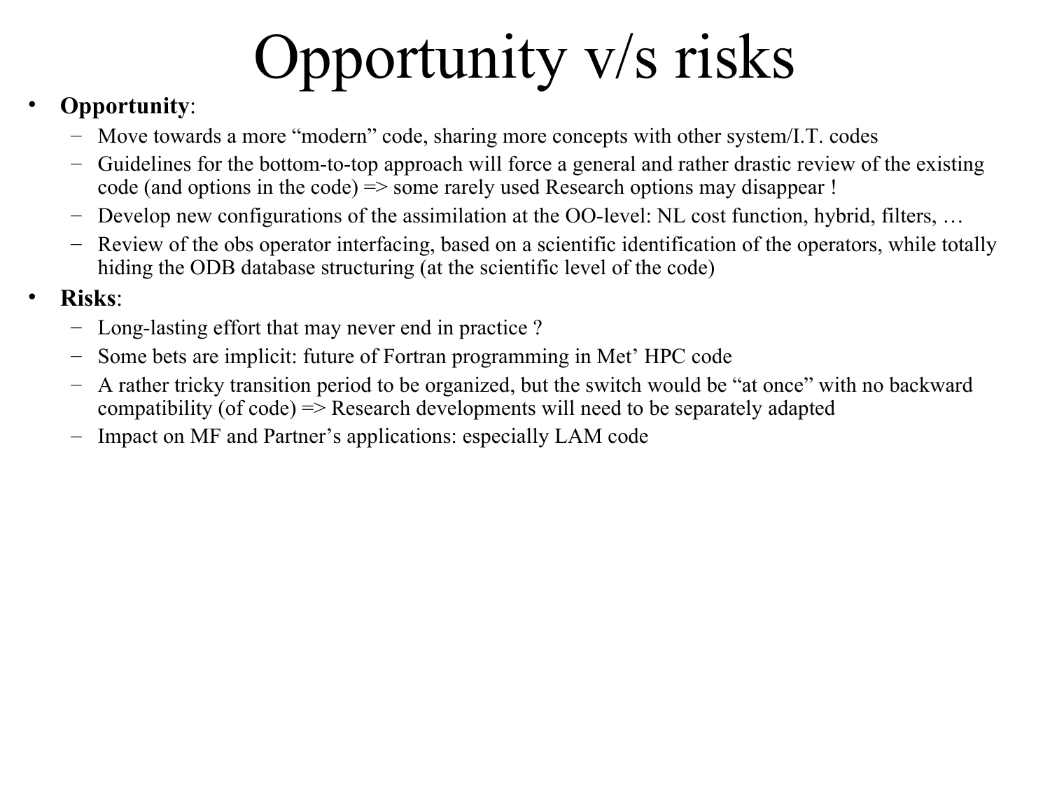# Opportunity v/s risks

- **Opportunity**:
  - Move towards a more “modern” code, sharing more concepts with other system/I.T. codes
  - Guidelines for the bottom-to-top approach will force a general and rather drastic review of the existing code (and options in the code) => some rarely used Research options may disappear !
  - Develop new configurations of the assimilation at the OO-level: NL cost function, hybrid, filters, …
  - Review of the obs operator interfacing, based on a scientific identification of the operators, while totally hiding the ODB database structuring (at the scientific level of the code)
- **Risks**:
  - Long-lasting effort that may never end in practice ?
  - Some bets are implicit: future of Fortran programming in Met’ HPC code
  - A rather tricky transition period to be organized, but the switch would be “at once” with no backward compatibility (of code) => Research developments will need to be separately adapted
  - Impact on MF and Partner’s applications: especially LAM code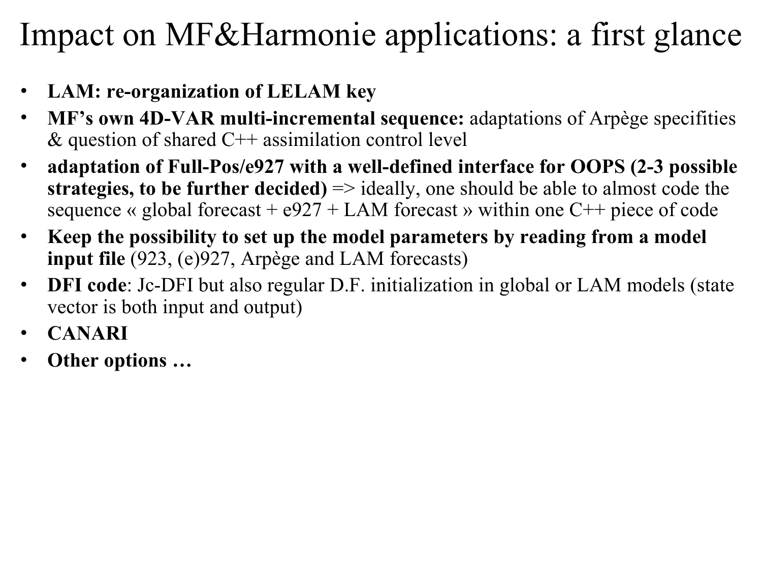# Impact on MF&Harmonie applications: a first glance

- **LAM: re-organization of LELAM key**
- **MF's own 4D-VAR multi-incremental sequence:** adaptations of Arpège specifities & question of shared C++ assimilation control level
- **adaptation of Full-Pos/e927 with a well-defined interface for OOPS (2-3 possible strategies, to be further decided)** => ideally, one should be able to almost code the sequence « global forecast + e927 + LAM forecast » within one C++ piece of code
- **Keep the possibility to set up the model parameters by reading from a model input file** (923, (e)927, Arpège and LAM forecasts)
- **DFI code**: Jc-DFI but also regular D.F. initialization in global or LAM models (state vector is both input and output)
- **CANARI**
- **Other options …**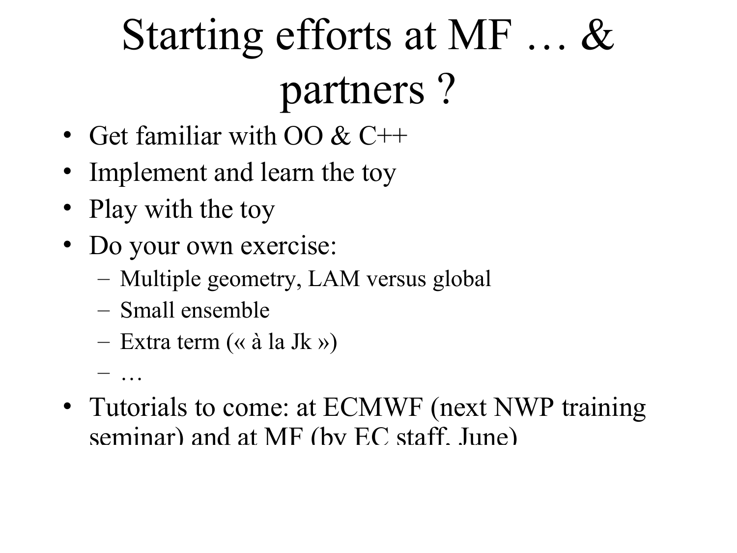# Starting efforts at MF … & partners ?

- Get familiar with OO & C++
- Implement and learn the toy
- Play with the toy
- Do your own exercise:
  - Multiple geometry, LAM versus global
  - Small ensemble
  - Extra term (« à la Jk »)
  - …
- Tutorials to come: at ECMWF (next NWP training seminar) and at MF (by EC staff, June)